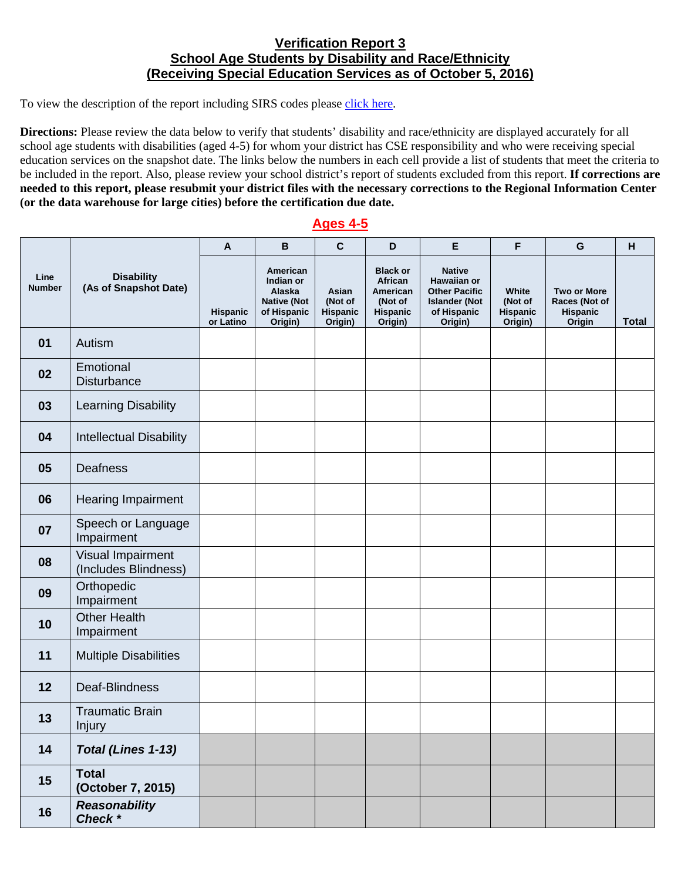## Verification Report 3
## School Age Students by Disability and Race/Ethnicity
## (Receiving Special Education Services as of October 5, 2016)

To view the description of the report including SIRS codes please click here.

**Directions:** Please review the data below to verify that students' disability and race/ethnicity are displayed accurately for all school age students with disabilities (aged 4-5) for whom your district has CSE responsibility and who were receiving special education services on the snapshot date. The links below the numbers in each cell provide a list of students that meet the criteria to be included in the report. Also, please review your school district's report of students excluded from this report. **If corrections are needed to this report, please resubmit your district files with the necessary corrections to the Regional Information Center (or the data warehouse for large cities) before the certification due date.**

### Ages 4-5

| Line Number | Disability (As of Snapshot Date) | A | B | C | D | E | F | G | H |
|---|---|---|---|---|---|---|---|---|---|
| | | Hispanic or Latino | American Indian or Alaska Native (Not of Hispanic Origin) | Asian (Not of Hispanic Origin) | Black or African American (Not of Hispanic Origin) | Native Hawaiian or Other Pacific Islander (Not of Hispanic Origin) | White (Not of Hispanic Origin) | Two or More Races (Not of Hispanic Origin | Total |
| 01 | Autism | | | | | | | | |
| 02 | Emotional Disturbance | | | | | | | | |
| 03 | Learning Disability | | | | | | | | |
| 04 | Intellectual Disability | | | | | | | | |
| 05 | Deafness | | | | | | | | |
| 06 | Hearing Impairment | | | | | | | | |
| 07 | Speech or Language Impairment | | | | | | | | |
| 08 | Visual Impairment (Includes Blindness) | | | | | | | | |
| 09 | Orthopedic Impairment | | | | | | | | |
| 10 | Other Health Impairment | | | | | | | | |
| 11 | Multiple Disabilities | | | | | | | | |
| 12 | Deaf-Blindness | | | | | | | | |
| 13 | Traumatic Brain Injury | | | | | | | | |
| 14 | ***Total (Lines 1-13)*** | | | | | | | | |
| 15 | **Total (October 7, 2015)** | | | | | | | | |
| 16 | ***Reasonability Check **** | | | | | | | | |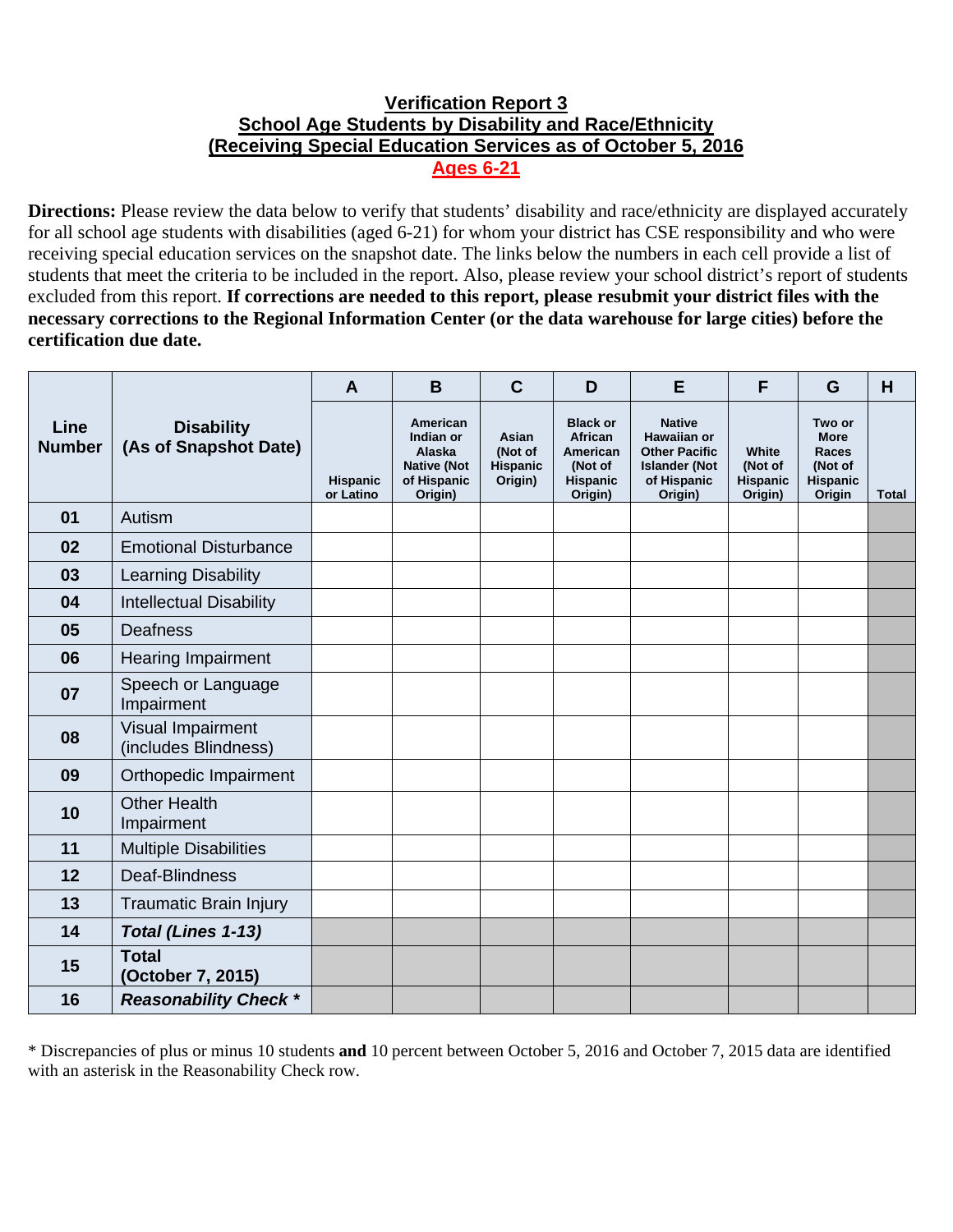## Verification Report 3
## School Age Students by Disability and Race/Ethnicity
## (Receiving Special Education Services as of October 5, 2016
## Ages 6-21

**Directions:** Please review the data below to verify that students' disability and race/ethnicity are displayed accurately for all school age students with disabilities (aged 6-21) for whom your district has CSE responsibility and who were receiving special education services on the snapshot date. The links below the numbers in each cell provide a list of students that meet the criteria to be included in the report. Also, please review your school district's report of students excluded from this report. **If corrections are needed to this report, please resubmit your district files with the necessary corrections to the Regional Information Center (or the data warehouse for large cities) before the certification due date.**

| Line Number | Disability (As of Snapshot Date) | A | B | C | D | E | F | G | H |
|---|---|---|---|---|---|---|---|---|---|
| | | Hispanic or Latino | American Indian or Alaska Native (Not of Hispanic Origin) | Asian (Not of Hispanic Origin) | Black or African American (Not of Hispanic Origin) | Native Hawaiian or Other Pacific Islander (Not of Hispanic Origin) | White (Not of Hispanic Origin) | Two or More Races (Not of Hispanic Origin | Total |
| 01 | Autism | | | | | | | | |
| 02 | Emotional Disturbance | | | | | | | | |
| 03 | Learning Disability | | | | | | | | |
| 04 | Intellectual Disability | | | | | | | | |
| 05 | Deafness | | | | | | | | |
| 06 | Hearing Impairment | | | | | | | | |
| 07 | Speech or Language Impairment | | | | | | | | |
| 08 | Visual Impairment (includes Blindness) | | | | | | | | |
| 09 | Orthopedic Impairment | | | | | | | | |
| 10 | Other Health Impairment | | | | | | | | |
| 11 | Multiple Disabilities | | | | | | | | |
| 12 | Deaf-Blindness | | | | | | | | |
| 13 | Traumatic Brain Injury | | | | | | | | |
| 14 | ***Total (Lines 1-13)*** | | | | | | | | |
| 15 | **Total (October 7, 2015)** | | | | | | | | |
| 16 | ***Reasonability Check **** | | | | | | | | |

* Discrepancies of plus or minus 10 students **and** 10 percent between October 5, 2016 and October 7, 2015 data are identified with an asterisk in the Reasonability Check row.